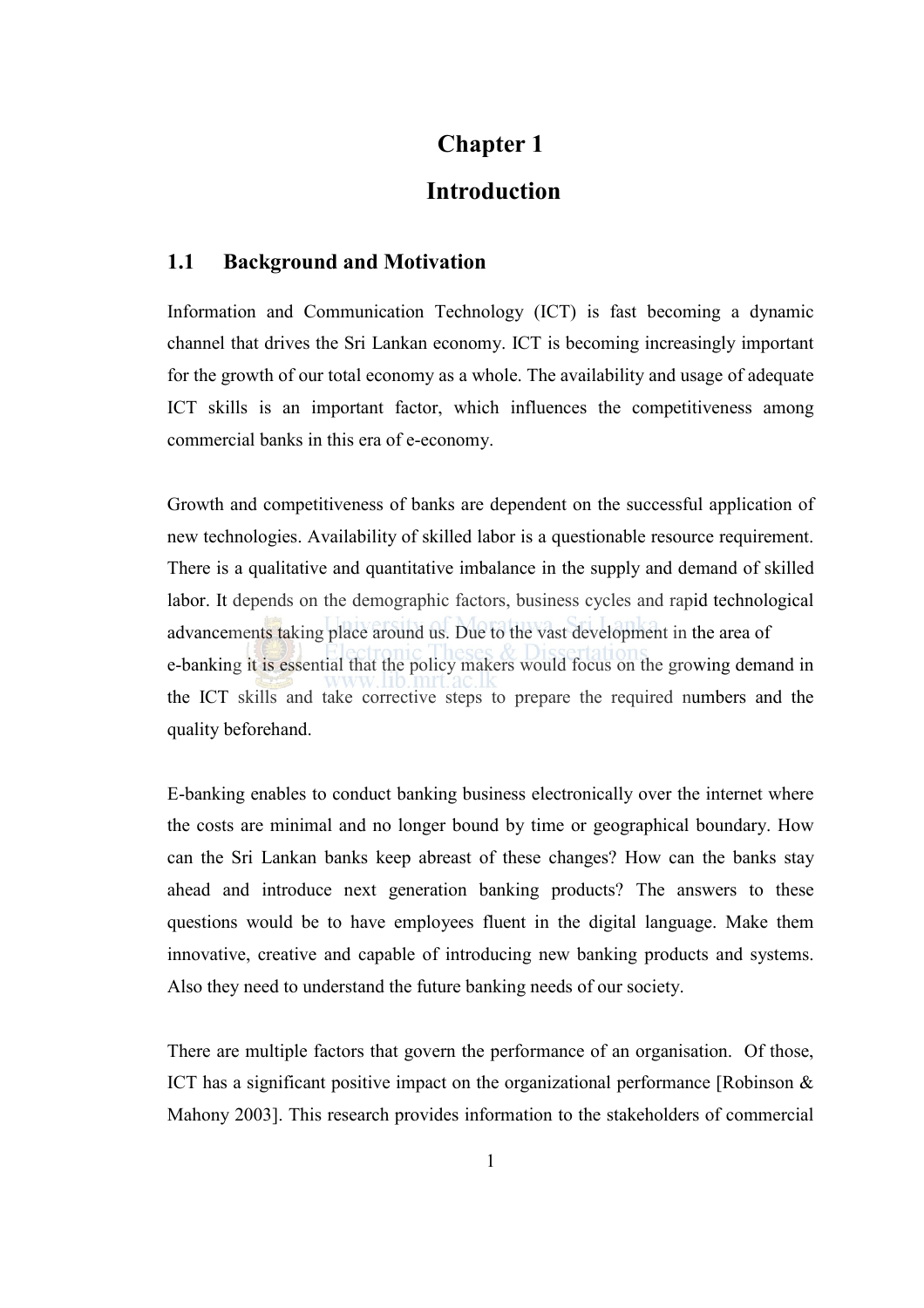# Chapter 1

# Introduction

## 1.1 Background and Motivation

Information and Communication Technology (ICT) is fast becoming a dynamic channel that drives the Sri Lankan economy. ICT is becoming increasingly important for the growth of our total economy as a whole. The availability and usage of adequate ICT skills is an important factor, which influences the competitiveness among commercial banks in this era of e-economy.

Growth and competitiveness of banks are dependent on the successful application of new technologies. Availability of skilled labor is a questionable resource requirement. There is a qualitative and quantitative imbalance in the supply and demand of skilled labor. It depends on the demographic factors, business cycles and rapid technological advancements taking place around us. Due to the vast development in the area of e-banking it is essential that the policy makers would focus on the growing demand in the ICT skills and take corrective steps to prepare the required numbers and the quality beforehand.

E-banking enables to conduct banking business electronically over the internet where the costs are minimal and no longer bound by time or geographical boundary. How can the Sri Lankan banks keep abreast of these changes? How can the banks stay ahead and introduce next generation banking products? The answers to these questions would be to have employees fluent in the digital language. Make them innovative, creative and capable of introducing new banking products and systems. Also they need to understand the future banking needs of our society.

There are multiple factors that govern the performance of an organisation. Of those, ICT has a significant positive impact on the organizational performance [Robinson & Mahony 2003]. This research provides information to the stakeholders of commercial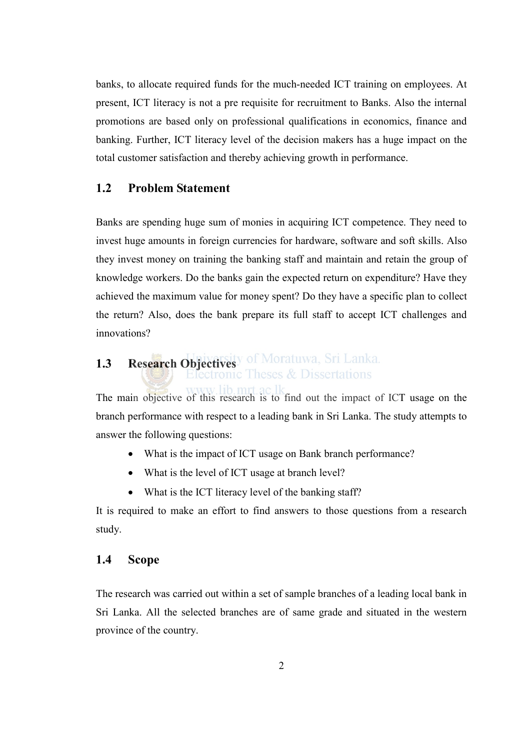banks, to allocate required funds for the much-needed ICT training on employees. At present, ICT literacy is not a pre requisite for recruitment to Banks. Also the internal promotions are based only on professional qualifications in economics, finance and banking. Further, ICT literacy level of the decision makers has a huge impact on the total customer satisfaction and thereby achieving growth in performance.

## 1.2 Problem Statement

Banks are spending huge sum of monies in acquiring ICT competence. They need to invest huge amounts in foreign currencies for hardware, software and soft skills. Also they invest money on training the banking staff and maintain and retain the group of knowledge workers. Do the banks gain the expected return on expenditure? Have they achieved the maximum value for money spent? Do they have a specific plan to collect the return? Also, does the bank prepare its full staff to accept ICT challenges and innovations?

## 1.3 Research Objectives

The main objective of this research is to find out the impact of ICT usage on the branch performance with respect to a leading bank in Sri Lanka. The study attempts to answer the following questions:

- What is the impact of ICT usage on Bank branch performance?
- What is the level of ICT usage at branch level?
- What is the ICT literacy level of the banking staff?

It is required to make an effort to find answers to those questions from a research study.

## 1.4 Scope

The research was carried out within a set of sample branches of a leading local bank in Sri Lanka. All the selected branches are of same grade and situated in the western province of the country.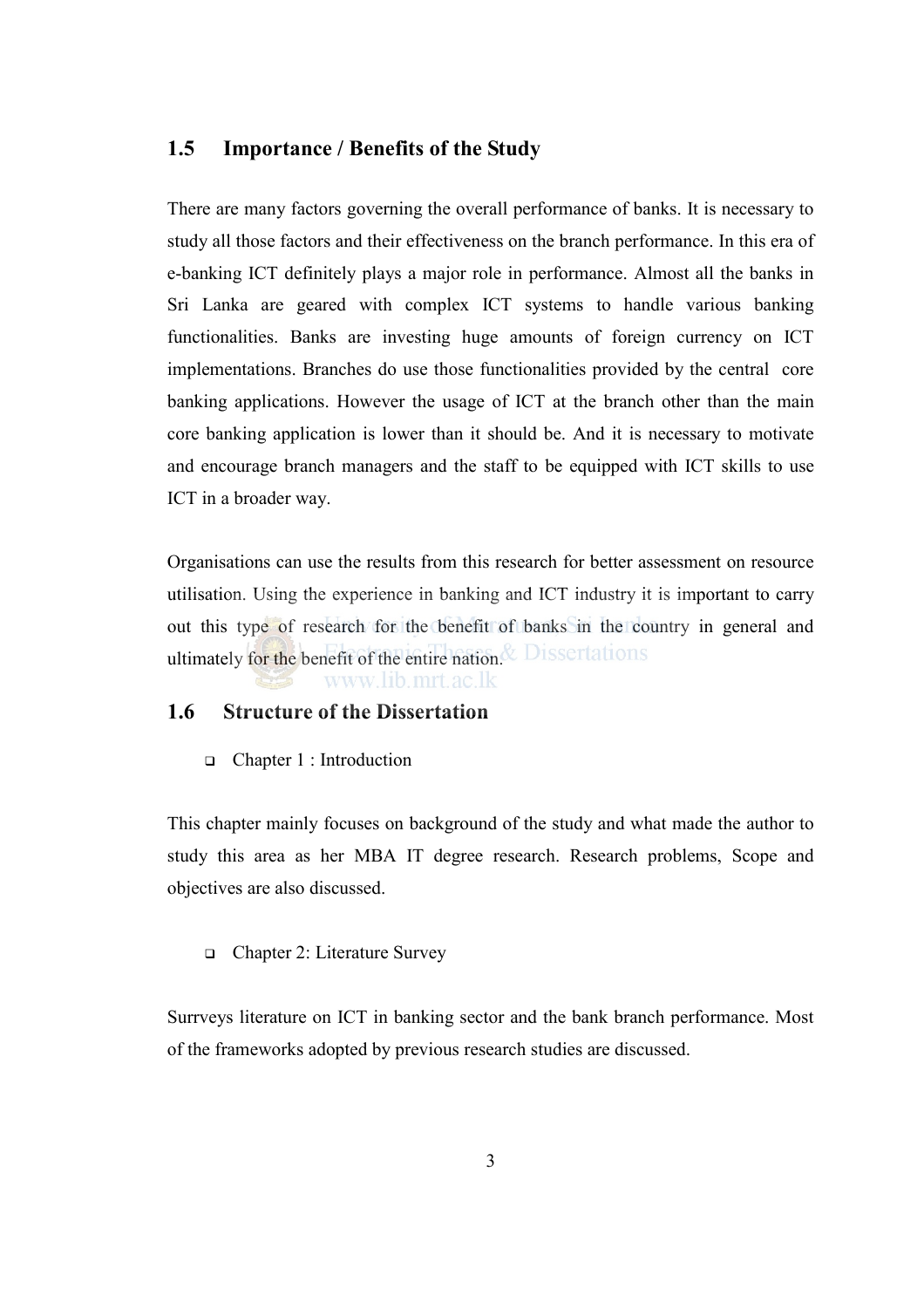## 1.5 Importance / Benefits of the Study

There are many factors governing the overall performance of banks. It is necessary to study all those factors and their effectiveness on the branch performance. In this era of e-banking ICT definitely plays a major role in performance. Almost all the banks in Sri Lanka are geared with complex ICT systems to handle various banking functionalities. Banks are investing huge amounts of foreign currency on ICT implementations. Branches do use those functionalities provided by the central core banking applications. However the usage of ICT at the branch other than the main core banking application is lower than it should be. And it is necessary to motivate and encourage branch managers and the staff to be equipped with ICT skills to use ICT in a broader way.

Organisations can use the results from this research for better assessment on resource utilisation. Using the experience in banking and ICT industry it is important to carry out this type of research for the benefit of banks in the country in general and ultimately for the benefit of the entire nation.

## 1.6 Structure of the Dissertation

- Chapter 1 : Introduction

This chapter mainly focuses on background of the study and what made the author to study this area as her MBA IT degree research. Research problems, Scope and objectives are also discussed.

- Chapter 2: Literature Survey

Surrveys literature on ICT in banking sector and the bank branch performance. Most of the frameworks adopted by previous research studies are discussed.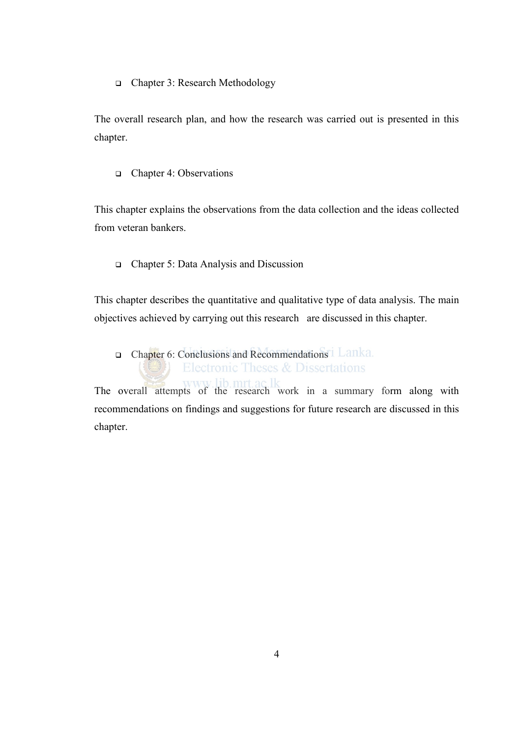- Chapter 3: Research Methodology

The overall research plan, and how the research was carried out is presented in this chapter.

- Chapter 4: Observations

This chapter explains the observations from the data collection and the ideas collected from veteran bankers.

- Chapter 5: Data Analysis and Discussion

This chapter describes the quantitative and qualitative type of data analysis. The main objectives achieved by carrying out this research are discussed in this chapter.

- Chapter 6: Conclusions and Recommendations

The overall attempts of the research work in a summary form along with recommendations on findings and suggestions for future research are discussed in this chapter.